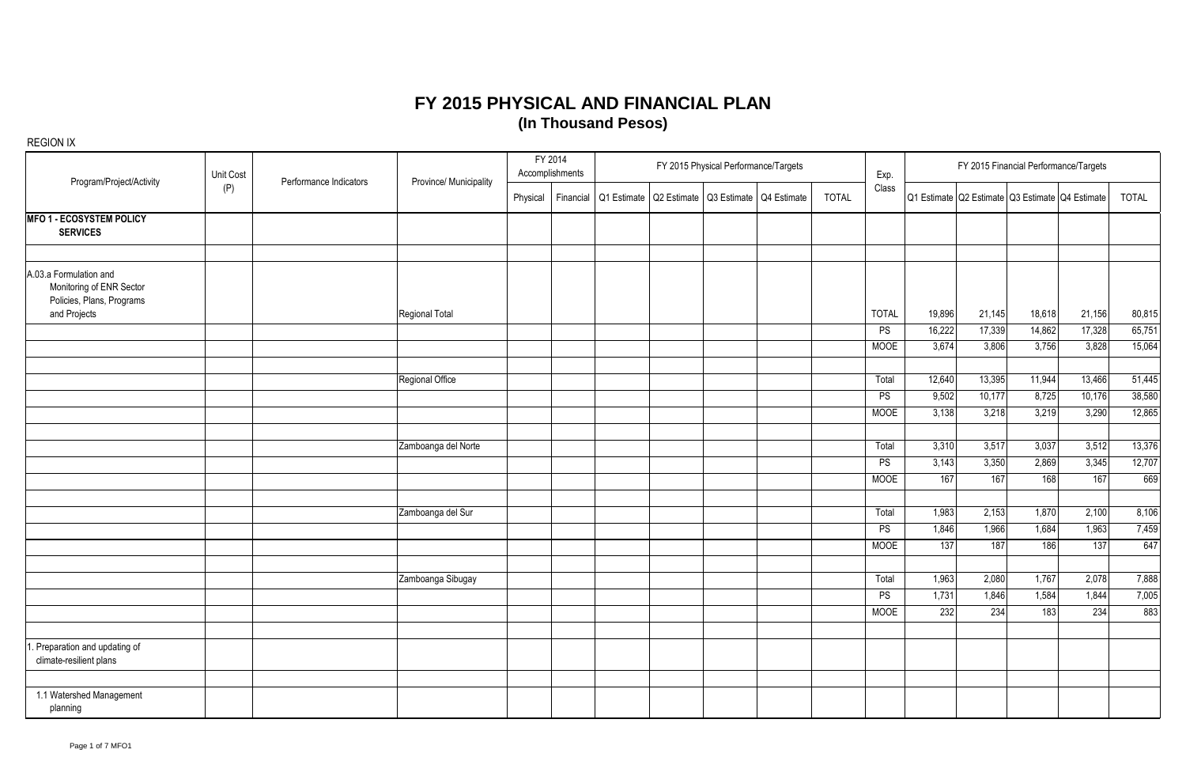# FY 2015 PHYSICAL AND FINANCIAL PLAN
## (In Thousand Pesos)

REGION IX

| Program/Project/Activity | Unit Cost (P) | Performance Indicators | Province/ Municipality | FY 2014 Accomplishments | | FY 2015 Physical Performance/Targets | | | | | Exp. Class | FY 2015 Financial Performance/Targets | | | | |
|---|---|---|---|---|---|---|---|---|---|---|---|---|---|---|---|---|
| | | | | Physical | Financial | Q1 Estimate | Q2 Estimate | Q3 Estimate | Q4 Estimate | TOTAL | | Q1 Estimate | Q2 Estimate | Q3 Estimate | Q4 Estimate | TOTAL |
| **MFO 1 - ECOSYSTEM POLICY SERVICES** | | | | | | | | | | | | | | | | |
| | | | | | | | | | | | | | | | | |
| A.03.a Formulation and Monitoring of ENR Sector Policies, Plans, Programs and Projects | | | Regional Total | | | | | | | | TOTAL | 19,896 | 21,145 | 18,618 | 21,156 | 80,815 |
| | | | | | | | | | | | PS | 16,222 | 17,339 | 14,862 | 17,328 | 65,751 |
| | | | | | | | | | | | MOOE | 3,674 | 3,806 | 3,756 | 3,828 | 15,064 |
| | | | | | | | | | | | | | | | | |
| | | | Regional Office | | | | | | | | Total | 12,640 | 13,395 | 11,944 | 13,466 | 51,445 |
| | | | | | | | | | | | PS | 9,502 | 10,177 | 8,725 | 10,176 | 38,580 |
| | | | | | | | | | | | MOOE | 3,138 | 3,218 | 3,219 | 3,290 | 12,865 |
| | | | | | | | | | | | | | | | | |
| | | | Zamboanga del Norte | | | | | | | | Total | 3,310 | 3,517 | 3,037 | 3,512 | 13,376 |
| | | | | | | | | | | | PS | 3,143 | 3,350 | 2,869 | 3,345 | 12,707 |
| | | | | | | | | | | | MOOE | 167 | 167 | 168 | 167 | 669 |
| | | | | | | | | | | | | | | | | |
| | | | Zamboanga del Sur | | | | | | | | Total | 1,983 | 2,153 | 1,870 | 2,100 | 8,106 |
| | | | | | | | | | | | PS | 1,846 | 1,966 | 1,684 | 1,963 | 7,459 |
| | | | | | | | | | | | MOOE | 137 | 187 | 186 | 137 | 647 |
| | | | | | | | | | | | | | | | | |
| | | | Zamboanga Sibugay | | | | | | | | Total | 1,963 | 2,080 | 1,767 | 2,078 | 7,888 |
| | | | | | | | | | | | PS | 1,731 | 1,846 | 1,584 | 1,844 | 7,005 |
| | | | | | | | | | | | MOOE | 232 | 234 | 183 | 234 | 883 |
| | | | | | | | | | | | | | | | | |
| 1. Preparation and updating of climate-resilient plans | | | | | | | | | | | | | | | | |
| | | | | | | | | | | | | | | | | |
| 1.1 Watershed Management planning | | | | | | | | | | | | | | | | |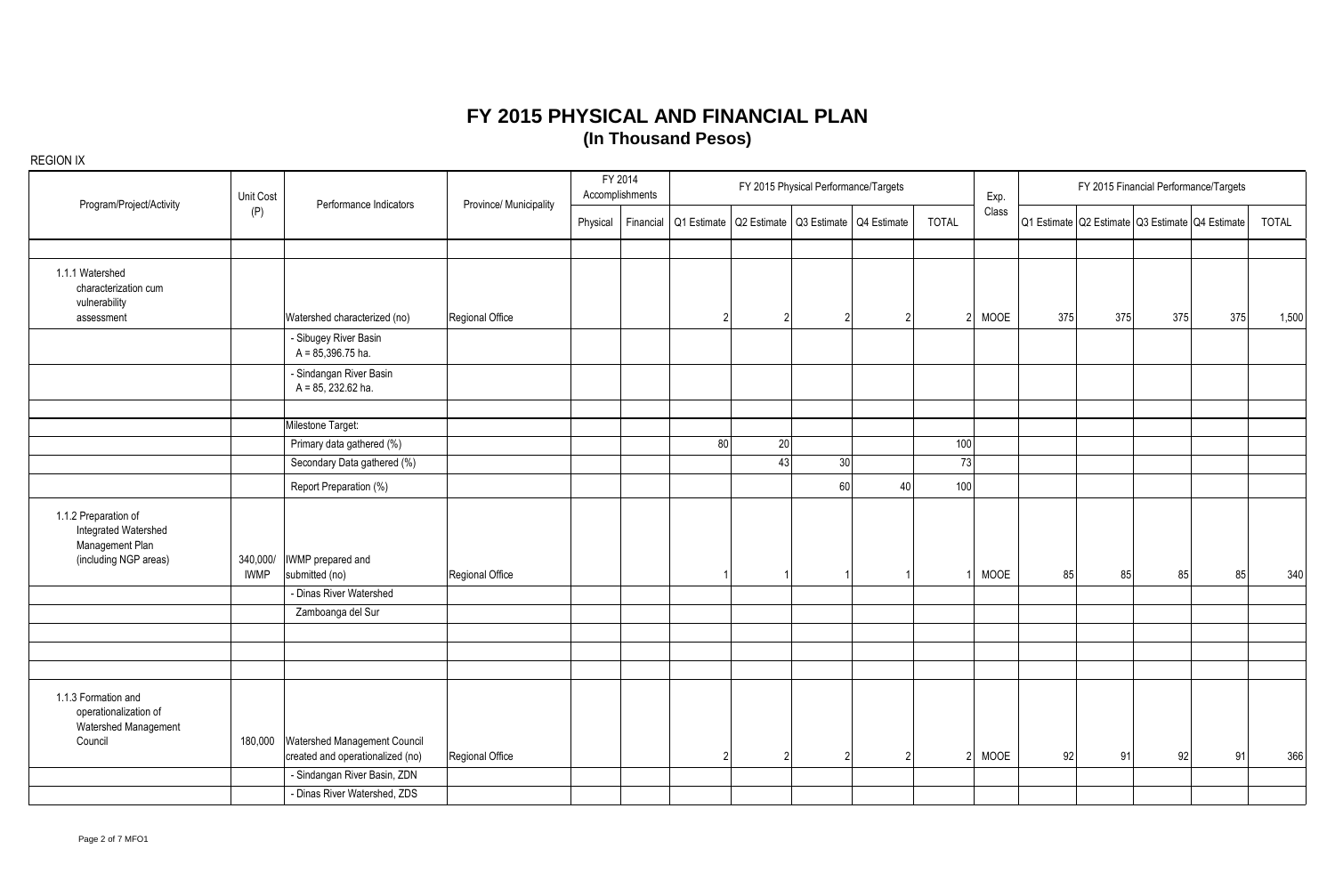# FY 2015 PHYSICAL AND FINANCIAL PLAN
## (In Thousand Pesos)

REGION IX

| Program/Project/Activity | Unit Cost (P) | Performance Indicators | Province/ Municipality | FY 2014 Accomplishments | | FY 2015 Physical Performance/Targets | | | | | Exp. Class | FY 2015 Financial Performance/Targets | | | | |
|---|---|---|---|---|---|---|---|---|---|---|---|---|---|---|---|---|
| | | | | Physical | Financial | Q1 Estimate | Q2 Estimate | Q3 Estimate | Q4 Estimate | TOTAL | | Q1 Estimate | Q2 Estimate | Q3 Estimate | Q4 Estimate | TOTAL |
| | | | | | | | | | | | | | | | | |
| 1.1.1 Watershed characterization cum vulnerability assessment | | Watershed characterized (no) | Regional Office | | | 2 | 2 | 2 | 2 | 2 | MOOE | 375 | 375 | 375 | 375 | 1,500 |
| | | - Sibugey River Basin A = 85,396.75 ha. | | | | | | | | | | | | | | |
| | | - Sindangan River Basin A = 85, 232.62 ha. | | | | | | | | | | | | | | |
| | | | | | | | | | | | | | | | | |
| | | Milestone Target: | | | | | | | | | | | | | | |
| | | Primary data gathered (%) | | | | 80 | 20 | | | 100 | | | | | | |
| | | Secondary Data gathered (%) | | | | | 43 | 30 | | 73 | | | | | | |
| | | Report Preparation (%) | | | | | | 60 | 40 | 100 | | | | | | |
| 1.1.2 Preparation of Integrated Watershed Management Plan (including NGP areas) | 340,000/ IWMP | IWMP prepared and submitted (no) | Regional Office | | | 1 | 1 | 1 | 1 | 1 | MOOE | 85 | 85 | 85 | 85 | 340 |
| | | - Dinas River Watershed | | | | | | | | | | | | | | |
| | | Zamboanga del Sur | | | | | | | | | | | | | | |
| | | | | | | | | | | | | | | | | |
| | | | | | | | | | | | | | | | | |
| | | | | | | | | | | | | | | | | |
| 1.1.3 Formation and operationalization of Watershed Management Council | 180,000 | Watershed Management Council created and operationalized (no) | Regional Office | | | 2 | 2 | 2 | 2 | 2 | MOOE | 92 | 91 | 92 | 91 | 366 |
| | | - Sindangan River Basin, ZDN | | | | | | | | | | | | | | |
| | | - Dinas River Watershed, ZDS | | | | | | | | | | | | | | |

MFO1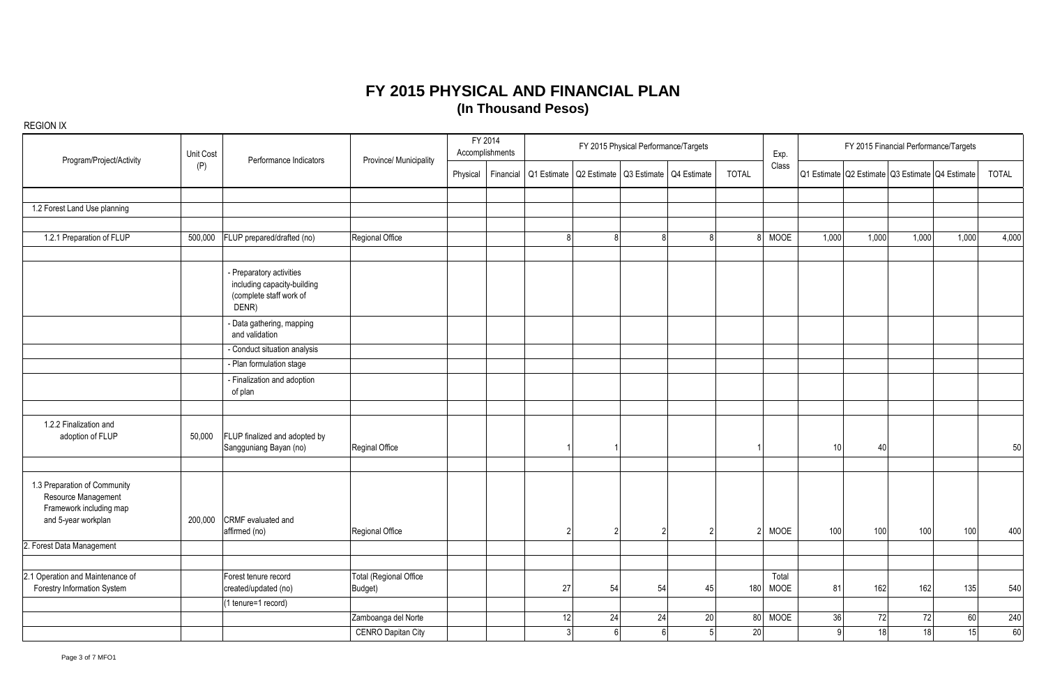# FY 2015 PHYSICAL AND FINANCIAL PLAN
## (In Thousand Pesos)

REGION IX

| Program/Project/Activity | Unit Cost (P) | Performance Indicators | Province/ Municipality | FY 2014 Accomplishments | | FY 2015 Physical Performance/Targets | | | | | Exp. Class | FY 2015 Financial Performance/Targets | | | | |
|---|---|---|---|---|---|---|---|---|---|---|---|---|---|---|---|---|
| | | | | Physical | Financial | Q1 Estimate | Q2 Estimate | Q3 Estimate | Q4 Estimate | TOTAL | | Q1 Estimate | Q2 Estimate | Q3 Estimate | Q4 Estimate | TOTAL |
| 1.2 Forest Land Use planning | | | | | | | | | | | | | | | | |
| 1.2.1 Preparation of FLUP | 500,000 | FLUP prepared/drafted (no) | Regional Office | | | 8 | 8 | 8 | 8 | 8 | MOOE | 1,000 | 1,000 | 1,000 | 1,000 | 4,000 |
| | | - Preparatory activities including capacity-building (complete staff work of DENR) | | | | | | | | | | | | | | |
| | | - Data gathering, mapping and validation | | | | | | | | | | | | | | |
| | | - Conduct situation analysis | | | | | | | | | | | | | | |
| | | - Plan formulation stage | | | | | | | | | | | | | | |
| | | - Finalization and adoption of plan | | | | | | | | | | | | | | |
| 1.2.2 Finalization and adoption of FLUP | 50,000 | FLUP finalized and adopted by Sangguniang Bayan (no) | Reginal Office | | | 1 | 1 | | | 1 | | 10 | 40 | | | 50 |
| 1.3 Preparation of Community Resource Management Framework including map and 5-year workplan | 200,000 | CRMF evaluated and affirmed (no) | Regional Office | | | 2 | 2 | 2 | 2 | 2 | MOOE | 100 | 100 | 100 | 100 | 400 |
| 2. Forest Data Management | | | | | | | | | | | | | | | | |
| 2.1 Operation and Maintenance of Forestry Information System | | Forest tenure record created/updated (no) | Total (Regional Office Budget) | | | 27 | 54 | 54 | 45 | 180 | Total MOOE | 81 | 162 | 162 | 135 | 540 |
| | | (1 tenure=1 record) | | | | | | | | | | | | | | |
| | | | Zamboanga del Norte | | | 12 | 24 | 24 | 20 | 80 | MOOE | 36 | 72 | 72 | 60 | 240 |
| | | | CENRO Dapitan City | | | 3 | 6 | 6 | 5 | 20 | | 9 | 18 | 18 | 15 | 60 |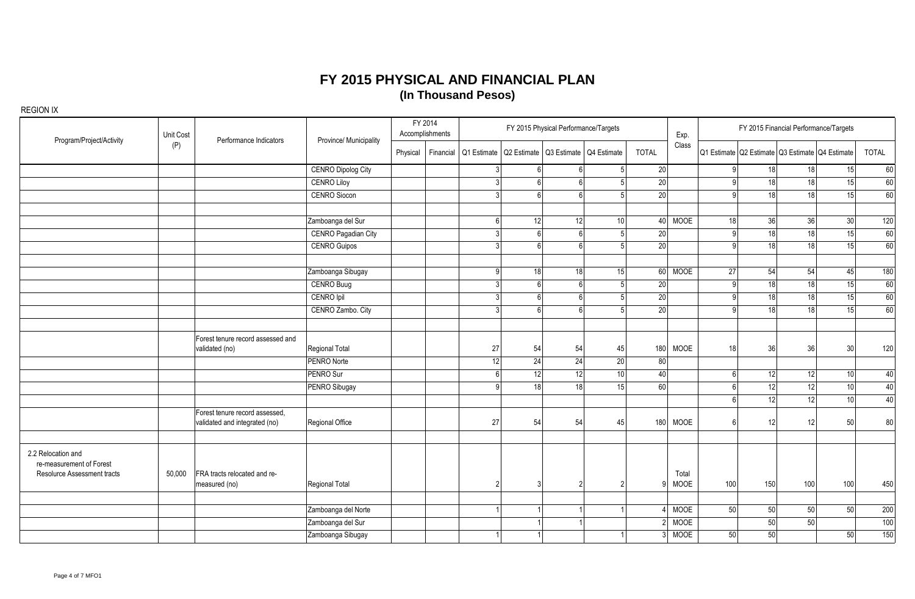# FY 2015 PHYSICAL AND FINANCIAL PLAN
## (In Thousand Pesos)

REGION IX

| Program/Project/Activity | Unit Cost (P) | Performance Indicators | Province/ Municipality | FY 2014 Accomplishments | | FY 2015 Physical Performance/Targets | | | | | Exp. Class | FY 2015 Financial Performance/Targets | | | | |
|---|---|---|---|---|---|---|---|---|---|---|---|---|---|---|---|---|
| | | | | Physical | Financial | Q1 Estimate | Q2 Estimate | Q3 Estimate | Q4 Estimate | TOTAL | | Q1 Estimate | Q2 Estimate | Q3 Estimate | Q4 Estimate | TOTAL |
| | | | CENRO Dipolog City | | | 3 | 6 | 6 | 5 | 20 | | 9 | 18 | 18 | 15 | 60 |
| | | | CENRO Liloy | | | 3 | 6 | 6 | 5 | 20 | | 9 | 18 | 18 | 15 | 60 |
| | | | CENRO Siocon | | | 3 | 6 | 6 | 5 | 20 | | 9 | 18 | 18 | 15 | 60 |
| | | | | | | | | | | | | | | | | |
| | | | Zamboanga del Sur | | | 6 | 12 | 12 | 10 | 40 | MOOE | 18 | 36 | 36 | 30 | 120 |
| | | | CENRO Pagadian City | | | 3 | 6 | 6 | 5 | 20 | | 9 | 18 | 18 | 15 | 60 |
| | | | CENRO Guipos | | | 3 | 6 | 6 | 5 | 20 | | 9 | 18 | 18 | 15 | 60 |
| | | | | | | | | | | | | | | | | |
| | | | Zamboanga Sibugay | | | 9 | 18 | 18 | 15 | 60 | MOOE | 27 | 54 | 54 | 45 | 180 |
| | | | CENRO Buug | | | 3 | 6 | 6 | 5 | 20 | | 9 | 18 | 18 | 15 | 60 |
| | | | CENRO Ipil | | | 3 | 6 | 6 | 5 | 20 | | 9 | 18 | 18 | 15 | 60 |
| | | | CENRO Zambo. City | | | 3 | 6 | 6 | 5 | 20 | | 9 | 18 | 18 | 15 | 60 |
| | | | | | | | | | | | | | | | | |
| | | Forest tenure record assessed and validated (no) | Regional Total | | | 27 | 54 | 54 | 45 | 180 | MOOE | 18 | 36 | 36 | 30 | 120 |
| | | | PENRO Norte | | | 12 | 24 | 24 | 20 | 80 | | | | | | |
| | | | PENRO Sur | | | 6 | 12 | 12 | 10 | 40 | | 6 | 12 | 12 | 10 | 40 |
| | | | PENRO Sibugay | | | 9 | 18 | 18 | 15 | 60 | | 6 | 12 | 12 | 10 | 40 |
| | | | | | | | | | | | | 6 | 12 | 12 | 10 | 40 |
| | | Forest tenure record assessed, validated and integrated (no) | Regional Office | | | 27 | 54 | 54 | 45 | 180 | MOOE | 6 | 12 | 12 | 50 | 80 |
| | | | | | | | | | | | | | | | | |
| 2.2 Relocation and re-measurement of Forest Resolurce Assessment tracts | 50,000 | FRA tracts relocated and re-measured (no) | Regional Total | | | 2 | 3 | 2 | 2 | 9 | Total MOOE | 100 | 150 | 100 | 100 | 450 |
| | | | | | | | | | | | | | | | | |
| | | | Zamboanga del Norte | | | 1 | 1 | 1 | 1 | 4 | MOOE | 50 | 50 | 50 | 50 | 200 |
| | | | Zamboanga del Sur | | | | 1 | 1 | | 2 | MOOE | | 50 | 50 | | 100 |
| | | | Zamboanga Sibugay | | | 1 | 1 | | 1 | 3 | MOOE | 50 | 50 | | 50 | 150 |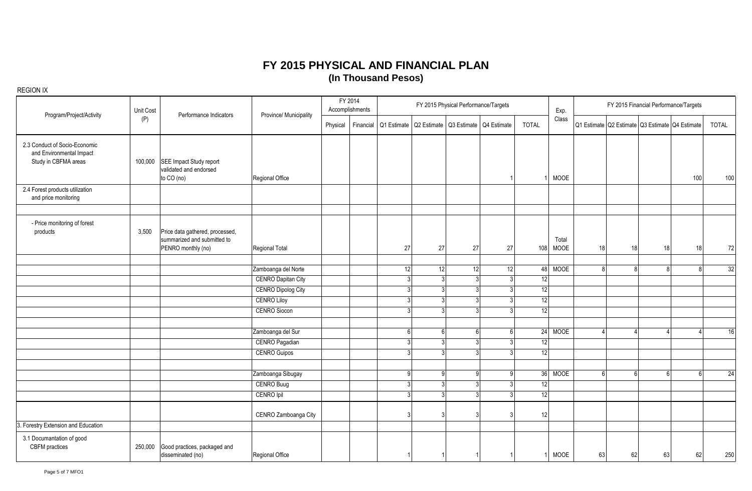# FY 2015 PHYSICAL AND FINANCIAL PLAN

## (In Thousand Pesos)

REGION IX

| Program/Project/Activity | Unit Cost (P) | Performance Indicators | Province/ Municipality | FY 2014 Accomplishments | | FY 2015 Physical Performance/Targets | | | | | Exp. Class | FY 2015 Financial Performance/Targets | | | | |
|---|---|---|---|---|---|---|---|---|---|---|---|---|---|---|---|---|
| | | | | Physical | Financial | Q1 Estimate | Q2 Estimate | Q3 Estimate | Q4 Estimate | TOTAL | | Q1 Estimate | Q2 Estimate | Q3 Estimate | Q4 Estimate | TOTAL |
| 2.3 Conduct of Socio-Economic and Environmental Impact Study in CBFMA areas | 100,000 | SEE Impact Study report validated and endorsed to CO (no) | Regional Office | | | | | | 1 | 1 | MOOE | | | | 100 | 100 |
| 2.4 Forest products utilization and price monitoring | | | | | | | | | | | | | | | | |
| | | | | | | | | | | | | | | | | |
| - Price monitoring of forest products | 3,500 | Price data gathered, processed, summarized and submitted to PENRO monthly (no) | Regional Total | | | 27 | 27 | 27 | 27 | 108 | Total MOOE | 18 | 18 | 18 | 18 | 72 |
| | | | | | | | | | | | | | | | | |
| | | | Zamboanga del Norte | | | 12 | 12 | 12 | 12 | 48 | MOOE | 8 | 8 | 8 | 8 | 32 |
| | | | CENRO Dapitan City | | | 3 | 3 | 3 | 3 | 12 | | | | | | |
| | | | CENRO Dipolog City | | | 3 | 3 | 3 | 3 | 12 | | | | | | |
| | | | CENRO Liloy | | | 3 | 3 | 3 | 3 | 12 | | | | | | |
| | | | CENRO Siocon | | | 3 | 3 | 3 | 3 | 12 | | | | | | |
| | | | | | | | | | | | | | | | | |
| | | | Zamboanga del Sur | | | 6 | 6 | 6 | 6 | 24 | MOOE | 4 | 4 | 4 | 4 | 16 |
| | | | CENRO Pagadian | | | 3 | 3 | 3 | 3 | 12 | | | | | | |
| | | | CENRO Guipos | | | 3 | 3 | 3 | 3 | 12 | | | | | | |
| | | | | | | | | | | | | | | | | |
| | | | Zamboanga Sibugay | | | 9 | 9 | 9 | 9 | 36 | MOOE | 6 | 6 | 6 | 6 | 24 |
| | | | CENRO Buug | | | 3 | 3 | 3 | 3 | 12 | | | | | | |
| | | | CENRO Ipil | | | 3 | 3 | 3 | 3 | 12 | | | | | | |
| | | | CENRO Zamboanga City | | | 3 | 3 | 3 | 3 | 12 | | | | | | |
| 3. Forestry Extension and Education | | | | | | | | | | | | | | | | |
| 3.1 Documantation of good CBFM practices | 250,000 | Good practices, packaged and disseminated (no) | Regional Office | | | 1 | 1 | 1 | 1 | 1 | MOOE | 63 | 62 | 63 | 62 | 250 |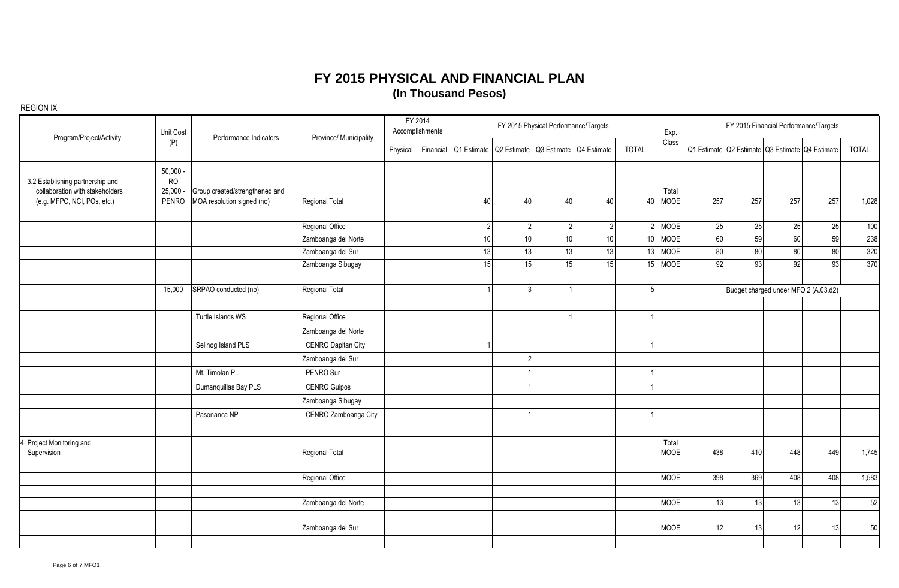# FY 2015 PHYSICAL AND FINANCIAL PLAN

## (In Thousand Pesos)

REGION IX

| Program/Project/Activity | Unit Cost (P) | Performance Indicators | Province/ Municipality | FY 2014 Accomplishments | | FY 2015 Physical Performance/Targets | | | | | Exp. Class | FY 2015 Financial Performance/Targets | | | | |
|---|---|---|---|---|---|---|---|---|---|---|---|---|---|---|---|---|
| | | | | Physical | Financial | Q1 Estimate | Q2 Estimate | Q3 Estimate | Q4 Estimate | TOTAL | | Q1 Estimate | Q2 Estimate | Q3 Estimate | Q4 Estimate | TOTAL |
| 3.2 Establishing partnership and collaboration with stakeholders (e.g. MFPC, NCI, POs, etc.) | 50,000 - RO 25,000 - PENRO | Group created/strengthened and MOA resolution signed (no) | Regional Total | | | 40 | 40 | 40 | 40 | 40 | Total MOOE | 257 | 257 | 257 | 257 | 1,028 |
| | | | | | | | | | | | | | | | | |
| | | | Regional Office | | | 2 | 2 | 2 | 2 | 2 | MOOE | 25 | 25 | 25 | 25 | 100 |
| | | | Zamboanga del Norte | | | 10 | 10 | 10 | 10 | 10 | MOOE | 60 | 59 | 60 | 59 | 238 |
| | | | Zamboanga del Sur | | | 13 | 13 | 13 | 13 | 13 | MOOE | 80 | 80 | 80 | 80 | 320 |
| | | | Zamboanga Sibugay | | | 15 | 15 | 15 | 15 | 15 | MOOE | 92 | 93 | 92 | 93 | 370 |
| | | | | | | | | | | | | | | | | |
| | 15,000 | SRPAO conducted (no) | Regional Total | | | 1 | 3 | 1 | | 5 | | Budget charged under MFO 2 (A.03.d2) | | | | |
| | | | | | | | | | | | | | | | | |
| | | Turtle Islands WS | Regional Office | | | | | 1 | | 1 | | | | | | |
| | | | Zamboanga del Norte | | | | | | | | | | | | | |
| | | Selinog Island PLS | CENRO Dapitan City | | | 1 | | | | 1 | | | | | | |
| | | | Zamboanga del Sur | | | | 2 | | | | | | | | | |
| | | Mt. Timolan PL | PENRO Sur | | | | 1 | | | 1 | | | | | | |
| | | Dumanquillas Bay PLS | CENRO Guipos | | | | 1 | | | 1 | | | | | | |
| | | | Zamboanga Sibugay | | | | | | | | | | | | | |
| | | Pasonanca NP | CENRO Zamboanga City | | | | 1 | | | 1 | | | | | | |
| | | | | | | | | | | | | | | | | |
| 4. Project Monitoring and Supervision | | | Regional Total | | | | | | | | Total MOOE | 438 | 410 | 448 | 449 | 1,745 |
| | | | | | | | | | | | | | | | | |
| | | | Regional Office | | | | | | | | MOOE | 398 | 369 | 408 | 408 | 1,583 |
| | | | | | | | | | | | | | | | | |
| | | | Zamboanga del Norte | | | | | | | | MOOE | 13 | 13 | 13 | 13 | 52 |
| | | | | | | | | | | | | | | | | |
| | | | Zamboanga del Sur | | | | | | | | MOOE | 12 | 13 | 12 | 13 | 50 |
| | | | | | | | | | | | | | | | | |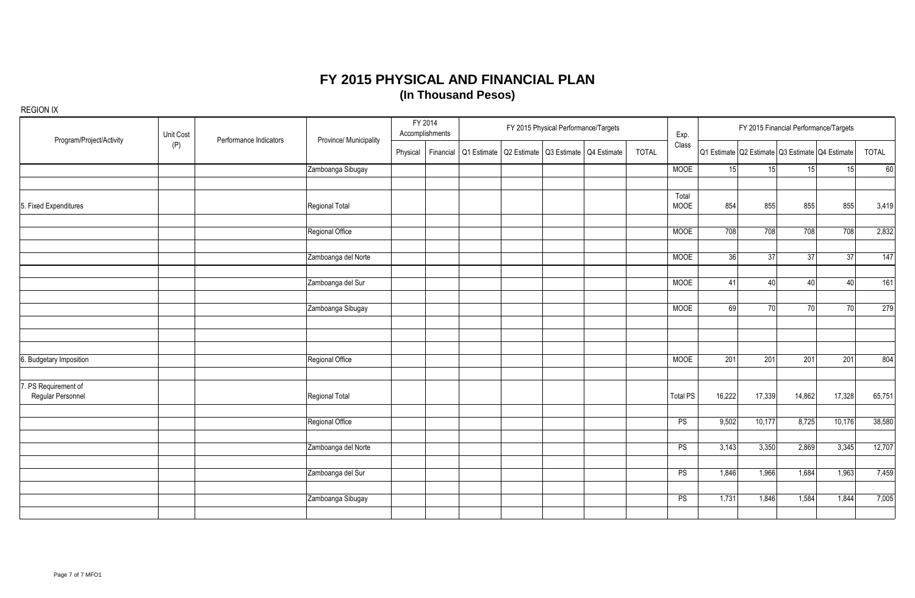# FY 2015 PHYSICAL AND FINANCIAL PLAN
## (In Thousand Pesos)

REGION IX

| Program/Project/Activity | Unit Cost (P) | Performance Indicators | Province/ Municipality | FY 2014 Accomplishments | | FY 2015 Physical Performance/Targets | | | | | Exp. Class | FY 2015 Financial Performance/Targets | | | | |
|---|---|---|---|---|---|---|---|---|---|---|---|---|---|---|---|---|
| | | | | Physical | Financial | Q1 Estimate | Q2 Estimate | Q3 Estimate | Q4 Estimate | TOTAL | | Q1 Estimate | Q2 Estimate | Q3 Estimate | Q4 Estimate | TOTAL |
| | | | Zamboanga Sibugay | | | | | | | | MOOE | 15 | 15 | 15 | 15 | 60 |
| | | | | | | | | | | | | | | | | |
| 5. Fixed Expenditures | | | Regional Total | | | | | | | | Total MOOE | 854 | 855 | 855 | 855 | 3,419 |
| | | | | | | | | | | | | | | | | |
| | | | Regional Office | | | | | | | | MOOE | 708 | 708 | 708 | 708 | 2,832 |
| | | | | | | | | | | | | | | | | |
| | | | Zamboanga del Norte | | | | | | | | MOOE | 36 | 37 | 37 | 37 | 147 |
| | | | | | | | | | | | | | | | | |
| | | | Zamboanga del Sur | | | | | | | | MOOE | 41 | 40 | 40 | 40 | 161 |
| | | | | | | | | | | | | | | | | |
| | | | Zamboanga Sibugay | | | | | | | | MOOE | 69 | 70 | 70 | 70 | 279 |
| | | | | | | | | | | | | | | | | |
| | | | | | | | | | | | | | | | | |
| | | | | | | | | | | | | | | | | |
| 6. Budgetary Imposition | | | Regional Office | | | | | | | | MOOE | 201 | 201 | 201 | 201 | 804 |
| | | | | | | | | | | | | | | | | |
| 7. PS Requirement of Regular Personnel | | | Regional Total | | | | | | | | Total PS | 16,222 | 17,339 | 14,862 | 17,328 | 65,751 |
| | | | | | | | | | | | | | | | | |
| | | | Regional Office | | | | | | | | PS | 9,502 | 10,177 | 8,725 | 10,176 | 38,580 |
| | | | | | | | | | | | | | | | | |
| | | | Zamboanga del Norte | | | | | | | | PS | 3,143 | 3,350 | 2,869 | 3,345 | 12,707 |
| | | | | | | | | | | | | | | | | |
| | | | Zamboanga del Sur | | | | | | | | PS | 1,846 | 1,966 | 1,684 | 1,963 | 7,459 |
| | | | | | | | | | | | | | | | | |
| | | | Zamboanga Sibugay | | | | | | | | PS | 1,731 | 1,846 | 1,584 | 1,844 | 7,005 |
| | | | | | | | | | | | | | | | | |

MFO1